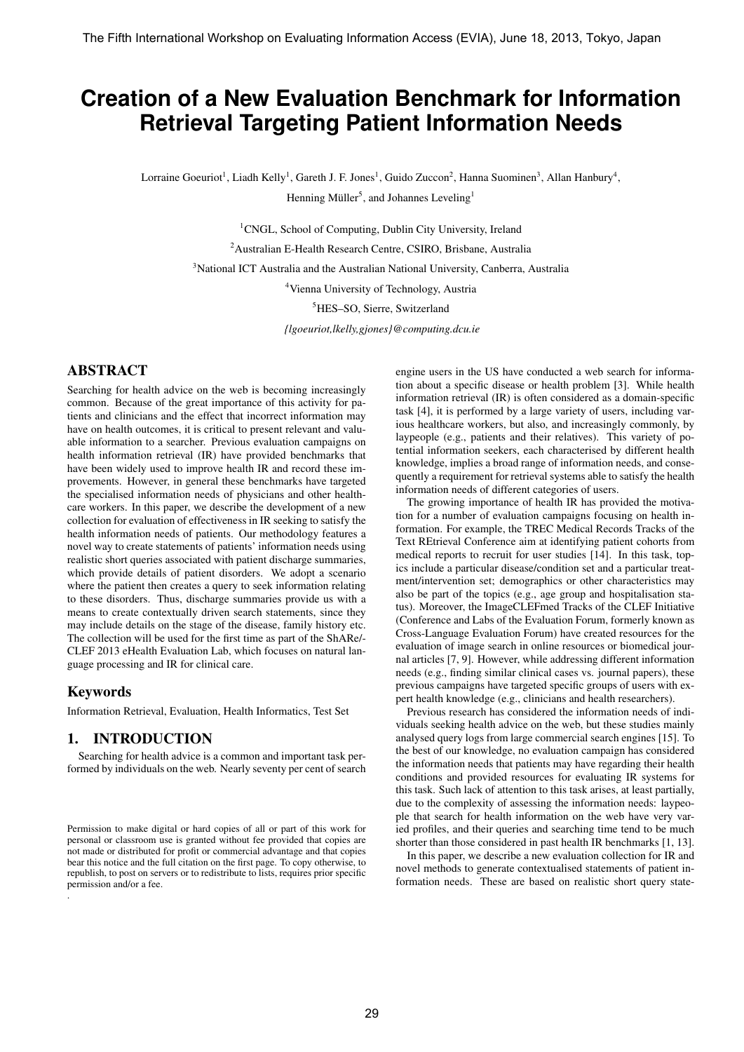# Creation of a New Evaluation Benchmark for Information Retrieval Targeting Patient Information Needs

Lorraine Goeuriot[1], Liadh Kelly[1], Gareth J. F. Jones[1], Guido Zuccon[2], Hanna Suominen[3], Allan Hanbury[4], Henning Müller[5], and Johannes Leveling[1]

[1]CNGL, School of Computing, Dublin City University, Ireland

[2]Australian E-Health Research Centre, CSIRO, Brisbane, Australia

[3]National ICT Australia and the Australian National University, Canberra, Australia

[4]Vienna University of Technology, Austria

[5]HES–SO, Sierre, Switzerland

*{lgoeuriot,lkelly,gjones}@computing.dcu.ie*

## ABSTRACT

Searching for health advice on the web is becoming increasingly common. Because of the great importance of this activity for patients and clinicians and the effect that incorrect information may have on health outcomes, it is critical to present relevant and valuable information to a searcher. Previous evaluation campaigns on health information retrieval (IR) have provided benchmarks that have been widely used to improve health IR and record these improvements. However, in general these benchmarks have targeted the specialised information needs of physicians and other healthcare workers. In this paper, we describe the development of a new collection for evaluation of effectiveness in IR seeking to satisfy the health information needs of patients. Our methodology features a novel way to create statements of patients' information needs using realistic short queries associated with patient discharge summaries, which provide details of patient disorders. We adopt a scenario where the patient then creates a query to seek information relating to these disorders. Thus, discharge summaries provide us with a means to create contextually driven search statements, since they may include details on the stage of the disease, family history etc. The collection will be used for the first time as part of the ShARe/-CLEF 2013 eHealth Evaluation Lab, which focuses on natural language processing and IR for clinical care.

## Keywords

Information Retrieval, Evaluation, Health Informatics, Test Set

## 1. INTRODUCTION

Searching for health advice is a common and important task performed by individuals on the web. Nearly seventy per cent of search engine users in the US have conducted a web search for information about a specific disease or health problem [3]. While health information retrieval (IR) is often considered as a domain-specific task [4], it is performed by a large variety of users, including various healthcare workers, but also, and increasingly commonly, by laypeople (e.g., patients and their relatives). This variety of potential information seekers, each characterised by different health knowledge, implies a broad range of information needs, and consequently a requirement for retrieval systems able to satisfy the health information needs of different categories of users.

The growing importance of health IR has provided the motivation for a number of evaluation campaigns focusing on health information. For example, the TREC Medical Records Tracks of the Text REtrieval Conference aim at identifying patient cohorts from medical reports to recruit for user studies [14]. In this task, topics include a particular disease/condition set and a particular treatment/intervention set; demographics or other characteristics may also be part of the topics (e.g., age group and hospitalisation status). Moreover, the ImageCLEFmed Tracks of the CLEF Initiative (Conference and Labs of the Evaluation Forum, formerly known as Cross-Language Evaluation Forum) have created resources for the evaluation of image search in online resources or biomedical journal articles [7, 9]. However, while addressing different information needs (e.g., finding similar clinical cases vs. journal papers), these previous campaigns have targeted specific groups of users with expert health knowledge (e.g., clinicians and health researchers).

Previous research has considered the information needs of individuals seeking health advice on the web, but these studies mainly analysed query logs from large commercial search engines [15]. To the best of our knowledge, no evaluation campaign has considered the information needs that patients may have regarding their health conditions and provided resources for evaluating IR systems for this task. Such lack of attention to this task arises, at least partially, due to the complexity of assessing the information needs: laypeople that search for health information on the web have very varied profiles, and their queries and searching time tend to be much shorter than those considered in past health IR benchmarks [1, 13].

In this paper, we describe a new evaluation collection for IR and novel methods to generate contextualised statements of patient information needs. These are based on realistic short query state-

Permission to make digital or hard copies of all or part of this work for personal or classroom use is granted without fee provided that copies are not made or distributed for profit or commercial advantage and that copies bear this notice and the full citation on the first page. To copy otherwise, to republish, to post on servers or to redistribute to lists, requires prior specific permission and/or a fee.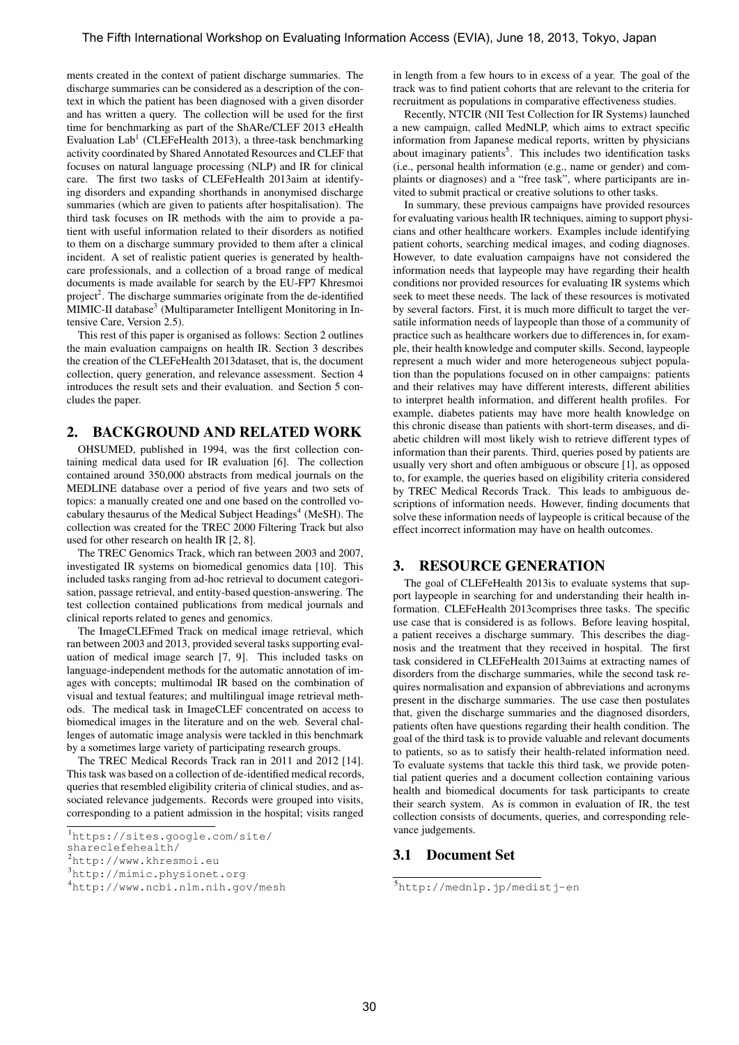ments created in the context of patient discharge summaries. The discharge summaries can be considered as a description of the context in which the patient has been diagnosed with a given disorder and has written a query. The collection will be used for the first time for benchmarking as part of the ShARe/CLEF 2013 eHealth Evaluation Lab[1] (CLEFeHealth 2013), a three-task benchmarking activity coordinated by Shared Annotated Resources and CLEF that focuses on natural language processing (NLP) and IR for clinical care. The first two tasks of CLEFeHealth 2013aim at identifying disorders and expanding shorthands in anonymised discharge summaries (which are given to patients after hospitalisation). The third task focuses on IR methods with the aim to provide a patient with useful information related to their disorders as notified to them on a discharge summary provided to them after a clinical incident. A set of realistic patient queries is generated by healthcare professionals, and a collection of a broad range of medical documents is made available for search by the EU-FP7 Khresmoi project[2]. The discharge summaries originate from the de-identified MIMIC-II database[3] (Multiparameter Intelligent Monitoring in Intensive Care, Version 2.5).

This rest of this paper is organised as follows: Section 2 outlines the main evaluation campaigns on health IR. Section 3 describes the creation of the CLEFeHealth 2013dataset, that is, the document collection, query generation, and relevance assessment. Section 4 introduces the result sets and their evaluation. and Section 5 concludes the paper.

## 2. BACKGROUND AND RELATED WORK

OHSUMED, published in 1994, was the first collection containing medical data used for IR evaluation [6]. The collection contained around 350,000 abstracts from medical journals on the MEDLINE database over a period of five years and two sets of topics: a manually created one and one based on the controlled vocabulary thesaurus of the Medical Subject Headings[4] (MeSH). The collection was created for the TREC 2000 Filtering Track but also used for other research on health IR [2, 8].

The TREC Genomics Track, which ran between 2003 and 2007, investigated IR systems on biomedical genomics data [10]. This included tasks ranging from ad-hoc retrieval to document categorisation, passage retrieval, and entity-based question-answering. The test collection contained publications from medical journals and clinical reports related to genes and genomics.

The ImageCLEFmed Track on medical image retrieval, which ran between 2003 and 2013, provided several tasks supporting evaluation of medical image search [7, 9]. This included tasks on language-independent methods for the automatic annotation of images with concepts; multimodal IR based on the combination of visual and textual features; and multilingual image retrieval methods. The medical task in ImageCLEF concentrated on access to biomedical images in the literature and on the web. Several challenges of automatic image analysis were tackled in this benchmark by a sometimes large variety of participating research groups.

The TREC Medical Records Track ran in 2011 and 2012 [14]. This task was based on a collection of de-identified medical records, queries that resembled eligibility criteria of clinical studies, and associated relevance judgements. Records were grouped into visits, corresponding to a patient admission in the hospital; visits ranged in length from a few hours to in excess of a year. The goal of the track was to find patient cohorts that are relevant to the criteria for recruitment as populations in comparative effectiveness studies.

Recently, NTCIR (NII Test Collection for IR Systems) launched a new campaign, called MedNLP, which aims to extract specific information from Japanese medical reports, written by physicians about imaginary patients[5]. This includes two identification tasks (i.e., personal health information (e.g., name or gender) and complaints or diagnoses) and a "free task", where participants are invited to submit practical or creative solutions to other tasks.

In summary, these previous campaigns have provided resources for evaluating various health IR techniques, aiming to support physicians and other healthcare workers. Examples include identifying patient cohorts, searching medical images, and coding diagnoses. However, to date evaluation campaigns have not considered the information needs that laypeople may have regarding their health conditions nor provided resources for evaluating IR systems which seek to meet these needs. The lack of these resources is motivated by several factors. First, it is much more difficult to target the versatile information needs of laypeople than those of a community of practice such as healthcare workers due to differences in, for example, their health knowledge and computer skills. Second, laypeople represent a much wider and more heterogeneous subject population than the populations focused on in other campaigns: patients and their relatives may have different interests, different abilities to interpret health information, and different health profiles. For example, diabetes patients may have more health knowledge on this chronic disease than patients with short-term diseases, and diabetic children will most likely wish to retrieve different types of information than their parents. Third, queries posed by patients are usually very short and often ambiguous or obscure [1], as opposed to, for example, the queries based on eligibility criteria considered by TREC Medical Records Track. This leads to ambiguous descriptions of information needs. However, finding documents that solve these information needs of laypeople is critical because of the effect incorrect information may have on health outcomes.

## 3. RESOURCE GENERATION

The goal of CLEFeHealth 2013is to evaluate systems that support laypeople in searching for and understanding their health information. CLEFeHealth 2013comprises three tasks. The specific use case that is considered is as follows. Before leaving hospital, a patient receives a discharge summary. This describes the diagnosis and the treatment that they received in hospital. The first task considered in CLEFeHealth 2013aims at extracting names of disorders from the discharge summaries, while the second task requires normalisation and expansion of abbreviations and acronyms present in the discharge summaries. The use case then postulates that, given the discharge summaries and the diagnosed disorders, patients often have questions regarding their health condition. The goal of the third task is to provide valuable and relevant documents to patients, so as to satisfy their health-related information need. To evaluate systems that tackle this third task, we provide potential patient queries and a document collection containing various health and biomedical documents for task participants to create their search system. As is common in evaluation of IR, the test collection consists of documents, queries, and corresponding relevance judgements.

### 3.1 Document Set

[1] https://sites.google.com/site/shareclefehealth/

[2] http://www.khresmoi.eu

[3] http://mimic.physionet.org

[4] http://www.ncbi.nlm.nih.gov/mesh

[5] http://mednlp.jp/medistj-en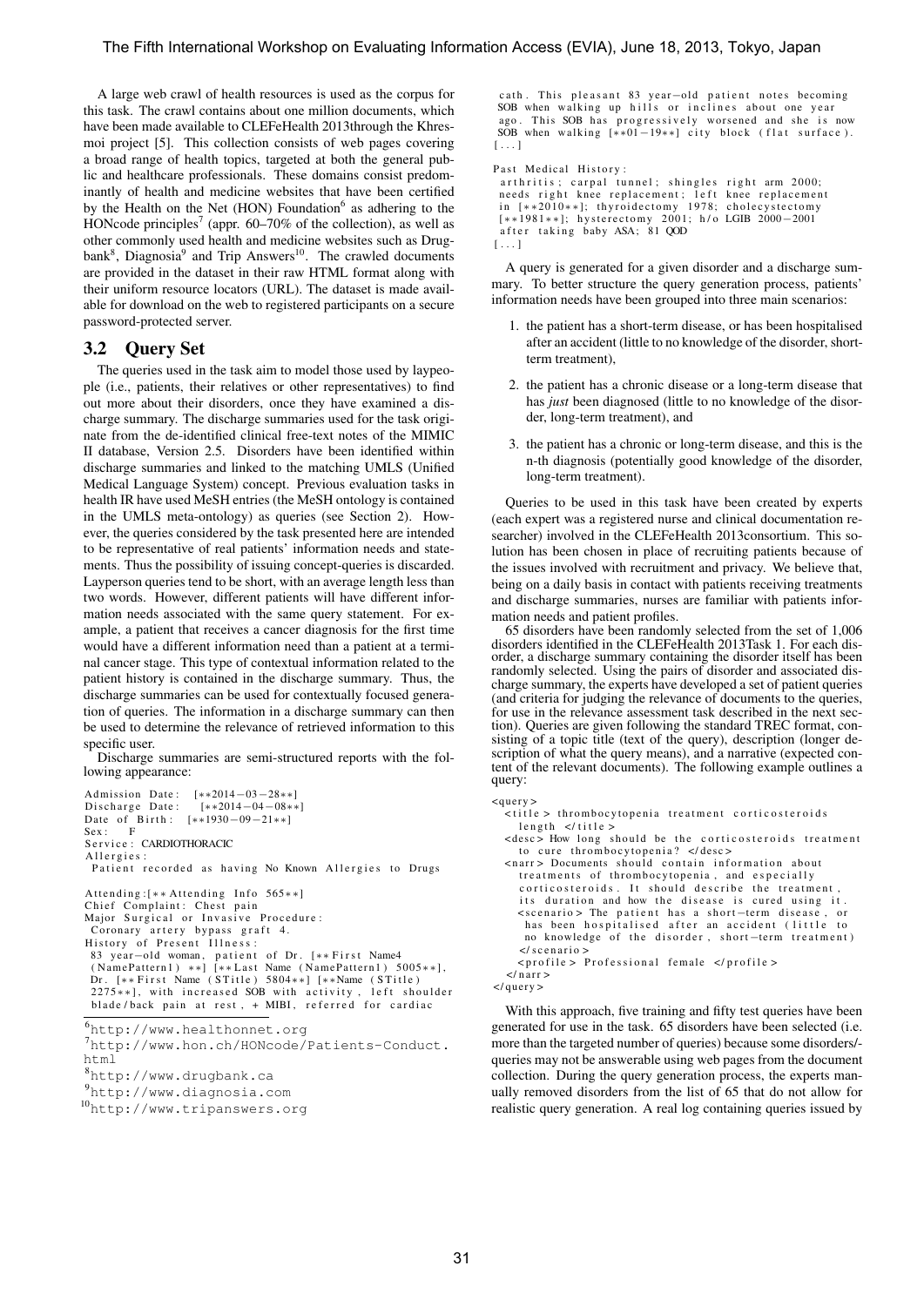A large web crawl of health resources is used as the corpus for this task. The crawl contains about one million documents, which have been made available to CLEFeHealth 2013through the Khresmoi project [5]. This collection consists of web pages covering a broad range of health topics, targeted at both the general public and healthcare professionals. These domains consist predominantly of health and medicine websites that have been certified by the Health on the Net (HON) Foundation[6] as adhering to the HONcode principles[7] (appr. 60–70% of the collection), as well as other commonly used health and medicine websites such as Drugbank[8], Diagnosia[9] and Trip Answers[10]. The crawled documents are provided in the dataset in their raw HTML format along with their uniform resource locators (URL). The dataset is made available for download on the web to registered participants on a secure password-protected server.

## 3.2 Query Set

The queries used in the task aim to model those used by laypeople (i.e., patients, their relatives or other representatives) to find out more about their disorders, once they have examined a discharge summary. The discharge summaries used for the task originate from the de-identified clinical free-text notes of the MIMIC II database, Version 2.5. Disorders have been identified within discharge summaries and linked to the matching UMLS (Unified Medical Language System) concept. Previous evaluation tasks in health IR have used MeSH entries (the MeSH ontology is contained in the UMLS meta-ontology) as queries (see Section 2). However, the queries considered by the task presented here are intended to be representative of real patients' information needs and statements. Thus the possibility of issuing concept-queries is discarded. Layperson queries tend to be short, with an average length less than two words. However, different patients will have different information needs associated with the same query statement. For example, a patient that receives a cancer diagnosis for the first time would have a different information need than a patient at a terminal cancer stage. This type of contextual information related to the patient history is contained in the discharge summary. Thus, the discharge summaries can be used for contextually focused generation of queries. The information in a discharge summary can then be used to determine the relevance of retrieved information to this specific user.

Discharge summaries are semi-structured reports with the following appearance:

```
Admission Date: [**2014-03-28**]
Discharge Date: [**2014-04-08**]
Date of Birth: [**1930-09-21**]
Sex: F
Service: CARDIOTHORACIC
Allergies:
 Patient recorded as having No Known Allergies to Drugs

Attending:[** Attending Info 565**]
Chief Complaint: Chest pain
Major Surgical or Invasive Procedure:
 Coronary artery bypass graft 4.
History of Present Illness:
 83 year-old woman, patient of Dr. [** First Name4
 (NamePattern1) **] [** Last Name (NamePattern1) 5005**],
 Dr. [** First Name (STitle) 5804**] [**Name (STitle)
 2275**], with increased SOB with activity, left shoulder
 blade/back pain at rest, + MIBI, referred for cardiac
 cath. This pleasant 83 year-old patient notes becoming
 SOB when walking up hills or inclines about one year
 ago. This SOB has progressively worsened and she is now
 SOB when walking [**01-19**] city block (flat surface).
[...]

Past Medical History:
 arthritis; carpal tunnel; shingles right arm 2000;
 needs right knee replacement; left knee replacement
 in [**2010**]; thyroidectomy 1978; cholecystectomy
 [**1981**]; hysterectomy 2001; h/o LGIB 2000-2001
 after taking baby ASA; 81 QOD
[...]
```

A query is generated for a given disorder and a discharge summary. To better structure the query generation process, patients' information needs have been grouped into three main scenarios:

1. the patient has a short-term disease, or has been hospitalised after an accident (little to no knowledge of the disorder, short-term treatment),
2. the patient has a chronic disease or a long-term disease that has *just* been diagnosed (little to no knowledge of the disorder, long-term treatment), and
3. the patient has a chronic or long-term disease, and this is the n-th diagnosis (potentially good knowledge of the disorder, long-term treatment).

Queries to be used in this task have been created by experts (each expert was a registered nurse and clinical documentation researcher) involved in the CLEFeHealth 2013consortium. This solution has been chosen in place of recruiting patients because of the issues involved with recruitment and privacy. We believe that, being on a daily basis in contact with patients receiving treatments and discharge summaries, nurses are familiar with patients information needs and patient profiles.

65 disorders have been randomly selected from the set of 1,006 disorders identified in the CLEFeHealth 2013Task 1. For each disorder, a discharge summary containing the disorder itself has been randomly selected. Using the pairs of disorder and associated discharge summary, the experts have developed a set of patient queries (and criteria for judging the relevance of documents to the queries, for use in the relevance assessment task described in the next section). Queries are given following the standard TREC format, consisting of a topic title (text of the query), description (longer description of what the query means), and a narrative (expected content of the relevant documents). The following example outlines a query:

```
<query>
  <title> thrombocytopenia treatment corticosteroids
    length </title>
  <desc> How long should be the corticosteroids treatment
    to cure thrombocytopenia? </desc>
  <narr> Documents should contain information about
    treatments of thrombocytopenia, and especially
    corticosteroids. It should describe the treatment,
    its duration and how the disease is cured using it.
    <scenario> The patient has a short-term disease, or
     has been hospitalised after an accident (little to
     no knowledge of the disorder, short-term treatment)
    </scenario>
    <profile> Professional female </profile>
  </narr>
</query>
```

With this approach, five training and fifty test queries have been generated for use in the task. 65 disorders have been selected (i.e. more than the targeted number of queries) because some disorders/-queries may not be answerable using web pages from the document collection. During the query generation process, the experts manually removed disorders from the list of 65 that do not allow for realistic query generation. A real log containing queries issued by

---

[6] http://www.healthonnet.org

[7] http://www.hon.ch/HONcode/Patients-Conduct.html

[8] http://www.drugbank.ca

[9] http://www.diagnosia.com

[10] http://www.tripanswers.org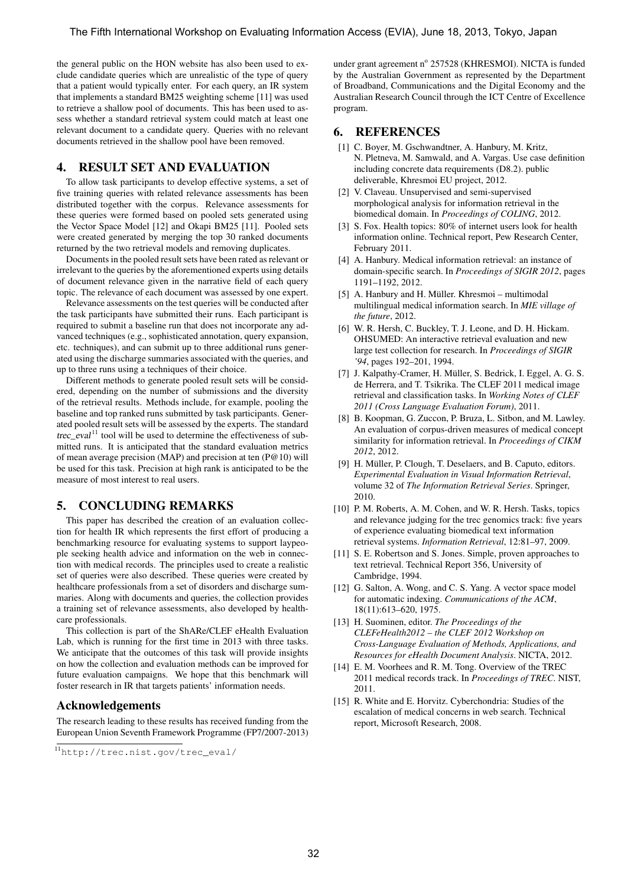the general public on the HON website has also been used to exclude candidate queries which are unrealistic of the type of query that a patient would typically enter. For each query, an IR system that implements a standard BM25 weighting scheme [11] was used to retrieve a shallow pool of documents. This has been used to assess whether a standard retrieval system could match at least one relevant document to a candidate query. Queries with no relevant documents retrieved in the shallow pool have been removed.

## 4. RESULT SET AND EVALUATION

To allow task participants to develop effective systems, a set of five training queries with related relevance assessments has been distributed together with the corpus. Relevance assessments for these queries were formed based on pooled sets generated using the Vector Space Model [12] and Okapi BM25 [11]. Pooled sets were created generated by merging the top 30 ranked documents returned by the two retrieval models and removing duplicates.

Documents in the pooled result sets have been rated as relevant or irrelevant to the queries by the aforementioned experts using details of document relevance given in the narrative field of each query topic. The relevance of each document was assessed by one expert.

Relevance assessments on the test queries will be conducted after the task participants have submitted their runs. Each participant is required to submit a baseline run that does not incorporate any advanced techniques (e.g., sophisticated annotation, query expansion, etc. techniques), and can submit up to three additional runs generated using the discharge summaries associated with the queries, and up to three runs using a techniques of their choice.

Different methods to generate pooled result sets will be considered, depending on the number of submissions and the diversity of the retrieval results. Methods include, for example, pooling the baseline and top ranked runs submitted by task participants. Generated pooled result sets will be assessed by the experts. The standard *trec_eval*[11] tool will be used to determine the effectiveness of submitted runs. It is anticipated that the standard evaluation metrics of mean average precision (MAP) and precision at ten (P@10) will be used for this task. Precision at high rank is anticipated to be the measure of most interest to real users.

## 5. CONCLUDING REMARKS

This paper has described the creation of an evaluation collection for health IR which represents the first effort of producing a benchmarking resource for evaluating systems to support laypeople seeking health advice and information on the web in connection with medical records. The principles used to create a realistic set of queries were also described. These queries were created by healthcare professionals from a set of disorders and discharge summaries. Along with documents and queries, the collection provides a training set of relevance assessments, also developed by healthcare professionals.

This collection is part of the ShARe/CLEF eHealth Evaluation Lab, which is running for the first time in 2013 with three tasks. We anticipate that the outcomes of this task will provide insights on how the collection and evaluation methods can be improved for future evaluation campaigns. We hope that this benchmark will foster research in IR that targets patients' information needs.

### Acknowledgements

The research leading to these results has received funding from the European Union Seventh Framework Programme (FP7/2007-2013) under grant agreement n° 257528 (KHRESMOI). NICTA is funded by the Australian Government as represented by the Department of Broadband, Communications and the Digital Economy and the Australian Research Council through the ICT Centre of Excellence program.

## 6. REFERENCES

[1] C. Boyer, M. Gschwandtner, A. Hanbury, M. Kritz, N. Pletneva, M. Samwald, and A. Vargas. Use case definition including concrete data requirements (D8.2). public deliverable, Khresmoi EU project, 2012.

[2] V. Claveau. Unsupervised and semi-supervised morphological analysis for information retrieval in the biomedical domain. In *Proceedings of COLING*, 2012.

[3] S. Fox. Health topics: 80% of internet users look for health information online. Technical report, Pew Research Center, February 2011.

[4] A. Hanbury. Medical information retrieval: an instance of domain-specific search. In *Proceedings of SIGIR 2012*, pages 1191–1192, 2012.

[5] A. Hanbury and H. Müller. Khresmoi – multimodal multilingual medical information search. In *MIE village of the future*, 2012.

[6] W. R. Hersh, C. Buckley, T. J. Leone, and D. H. Hickam. OHSUMED: An interactive retrieval evaluation and new large test collection for research. In *Proceedings of SIGIR '94*, pages 192–201, 1994.

[7] J. Kalpathy-Cramer, H. Müller, S. Bedrick, I. Eggel, A. G. S. de Herrera, and T. Tsikrika. The CLEF 2011 medical image retrieval and classification tasks. In *Working Notes of CLEF 2011 (Cross Language Evaluation Forum)*, 2011.

[8] B. Koopman, G. Zuccon, P. Bruza, L. Sitbon, and M. Lawley. An evaluation of corpus-driven measures of medical concept similarity for information retrieval. In *Proceedings of CIKM 2012*, 2012.

[9] H. Müller, P. Clough, T. Deselaers, and B. Caputo, editors. *Experimental Evaluation in Visual Information Retrieval*, volume 32 of *The Information Retrieval Series*. Springer, 2010.

[10] P. M. Roberts, A. M. Cohen, and W. R. Hersh. Tasks, topics and relevance judging for the trec genomics track: five years of experience evaluating biomedical text information retrieval systems. *Information Retrieval*, 12:81–97, 2009.

[11] S. E. Robertson and S. Jones. Simple, proven approaches to text retrieval. Technical Report 356, University of Cambridge, 1994.

[12] G. Salton, A. Wong, and C. S. Yang. A vector space model for automatic indexing. *Communications of the ACM*, 18(11):613–620, 1975.

[13] H. Suominen, editor. *The Proceedings of the CLEFeHealth2012 – the CLEF 2012 Workshop on Cross-Language Evaluation of Methods, Applications, and Resources for eHealth Document Analysis*. NICTA, 2012.

[14] E. M. Voorhees and R. M. Tong. Overview of the TREC 2011 medical records track. In *Proceedings of TREC*. NIST, 2011.

[15] R. White and E. Horvitz. Cyberchondria: Studies of the escalation of medical concerns in web search. Technical report, Microsoft Research, 2008.

[11] http://trec.nist.gov/trec_eval/